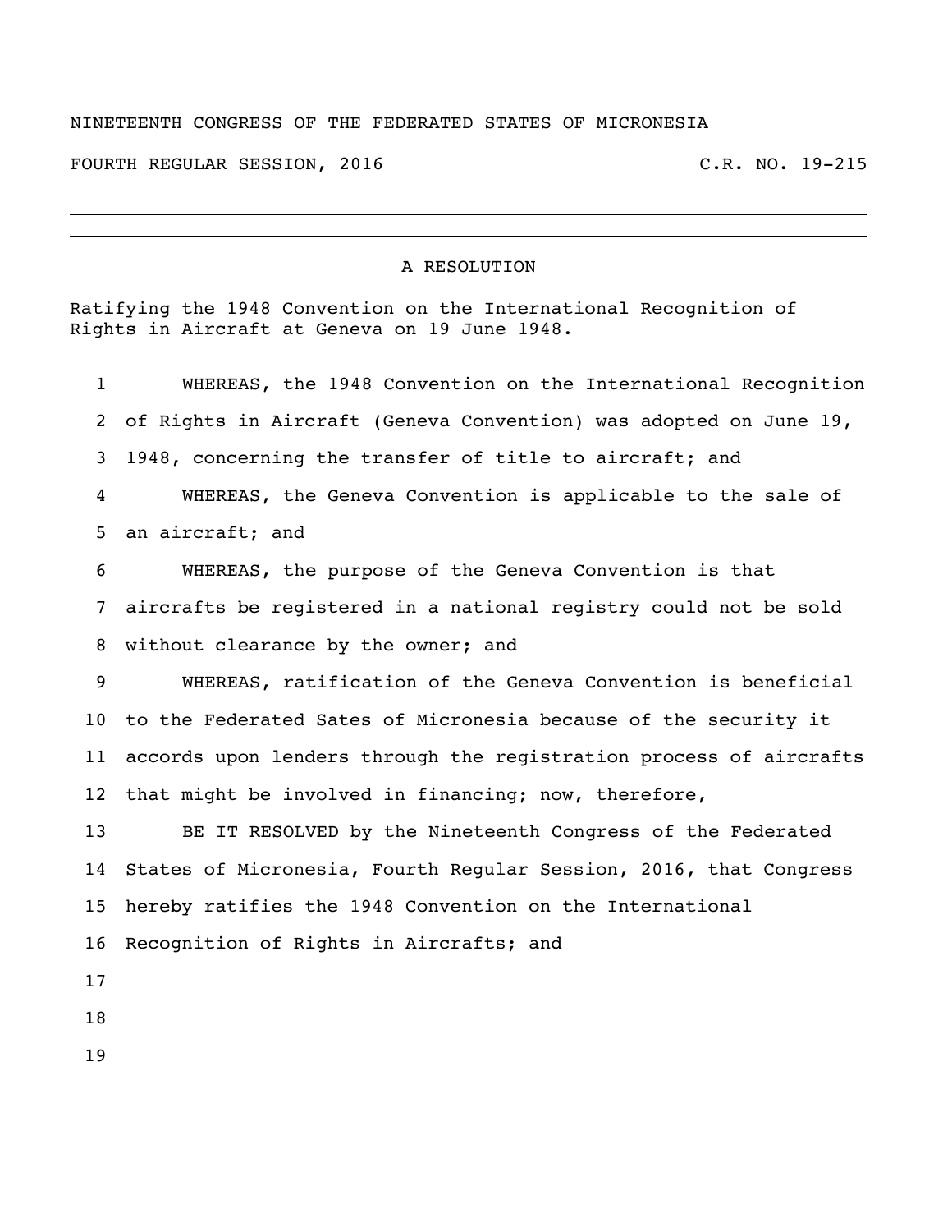NINETEENTH CONGRESS OF THE FEDERATED STATES OF MICRONESIA

FOURTH REGULAR SESSION, 2016 C.R. NO. 19-215

# A RESOLUTION

Ratifying the 1948 Convention on the International Recognition of Rights in Aircraft at Geneva on 19 June 1948.

WHEREAS, the 1948 Convention on the International Recognition of Rights in Aircraft (Geneva Convention) was adopted on June 19, 1948, concerning the transfer of title to aircraft; and

WHEREAS, the Geneva Convention is applicable to the sale of an aircraft; and

WHEREAS, the purpose of the Geneva Convention is that aircrafts be registered in a national registry could not be sold without clearance by the owner; and

WHEREAS, ratification of the Geneva Convention is beneficial to the Federated Sates of Micronesia because of the security it accords upon lenders through the registration process of aircrafts that might be involved in financing; now, therefore,

BE IT RESOLVED by the Nineteenth Congress of the Federated States of Micronesia, Fourth Regular Session, 2016, that Congress hereby ratifies the 1948 Convention on the International Recognition of Rights in Aircrafts; and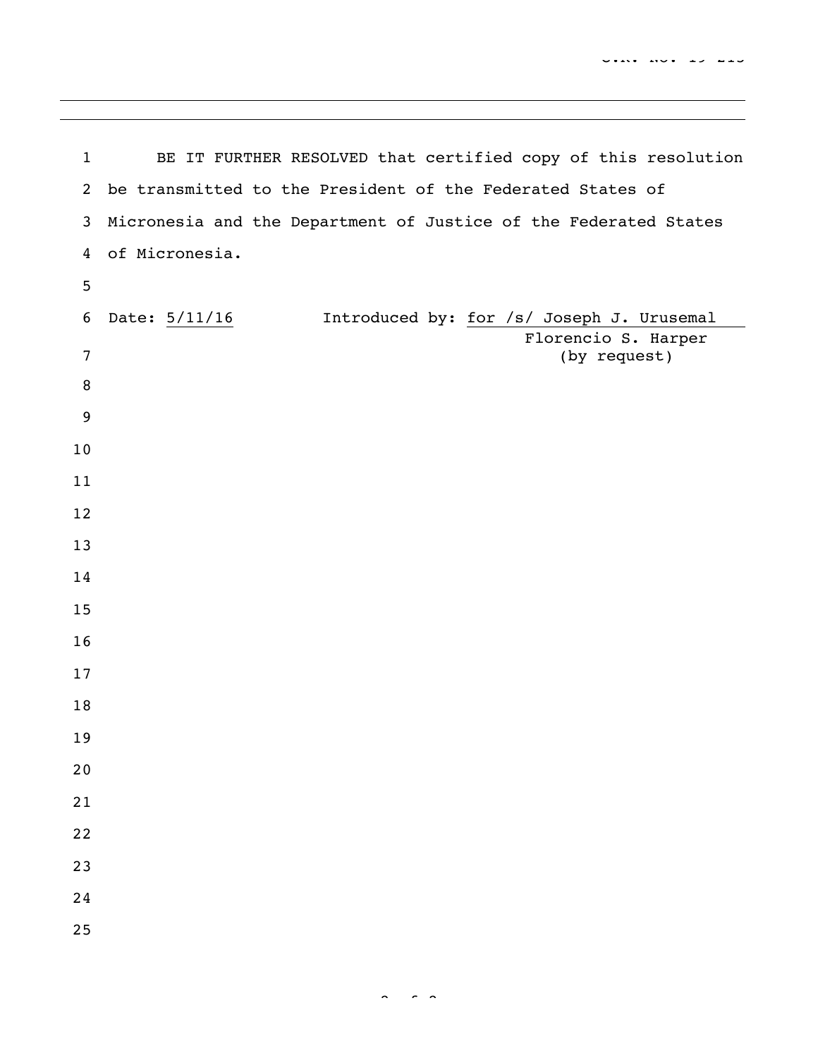BE IT FURTHER RESOLVED that certified copy of this resolution be transmitted to the President of the Federated States of Micronesia and the Department of Justice of the Federated States of Micronesia.

Date: 5/11/16

Introduced by: for /s/ Joseph J. Urusemal
Florencio S. Harper
(by request)